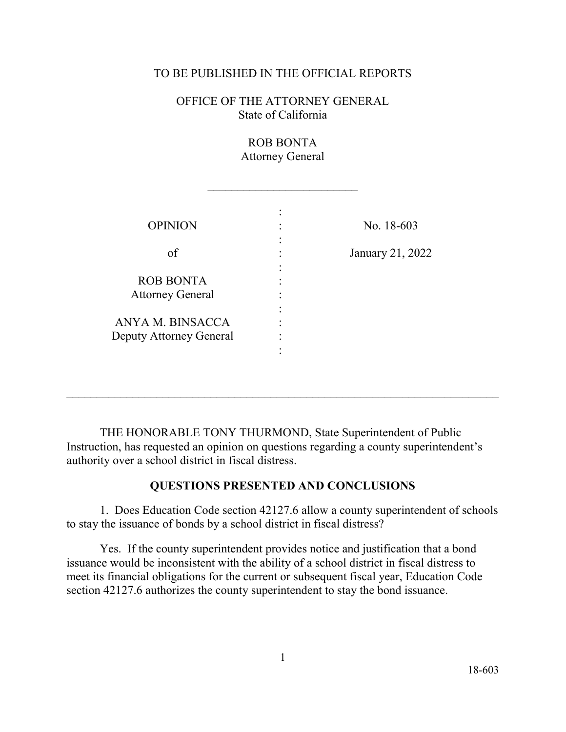TO BE PUBLISHED IN THE OFFICIAL REPORTS

OFFICE OF THE ATTORNEY GENERAL
State of California

ROB BONTA
Attorney General

---

| | | |
|---|---|---|
| OPINION | : | No. 18-603 |
| of | : | January 21, 2022 |
| ROB BONTA<br>Attorney General | : | |
| ANYA M. BINSACCA<br>Deputy Attorney General | : | |

---

THE HONORABLE TONY THURMOND, State Superintendent of Public Instruction, has requested an opinion on questions regarding a county superintendent's authority over a school district in fiscal distress.

## QUESTIONS PRESENTED AND CONCLUSIONS

1. Does Education Code section 42127.6 allow a county superintendent of schools to stay the issuance of bonds by a school district in fiscal distress?

Yes. If the county superintendent provides notice and justification that a bond issuance would be inconsistent with the ability of a school district in fiscal distress to meet its financial obligations for the current or subsequent fiscal year, Education Code section 42127.6 authorizes the county superintendent to stay the bond issuance.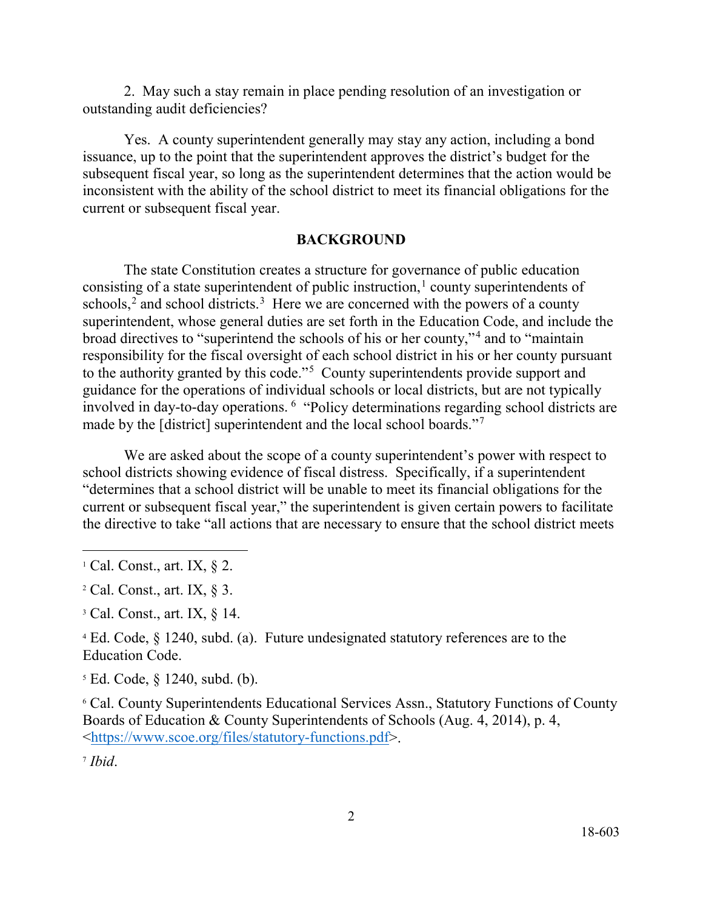2. May such a stay remain in place pending resolution of an investigation or outstanding audit deficiencies?

Yes. A county superintendent generally may stay any action, including a bond issuance, up to the point that the superintendent approves the district's budget for the subsequent fiscal year, so long as the superintendent determines that the action would be inconsistent with the ability of the school district to meet its financial obligations for the current or subsequent fiscal year.

## BACKGROUND

The state Constitution creates a structure for governance of public education consisting of a state superintendent of public instruction,[1] county superintendents of schools,[2] and school districts.[3] Here we are concerned with the powers of a county superintendent, whose general duties are set forth in the Education Code, and include the broad directives to "superintend the schools of his or her county,"[4] and to "maintain responsibility for the fiscal oversight of each school district in his or her county pursuant to the authority granted by this code."[5] County superintendents provide support and guidance for the operations of individual schools or local districts, but are not typically involved in day-to-day operations.[6] "Policy determinations regarding school districts are made by the [district] superintendent and the local school boards."[7]

We are asked about the scope of a county superintendent's power with respect to school districts showing evidence of fiscal distress. Specifically, if a superintendent "determines that a school district will be unable to meet its financial obligations for the current or subsequent fiscal year," the superintendent is given certain powers to facilitate the directive to take "all actions that are necessary to ensure that the school district meets

---

[1] Cal. Const., art. IX, § 2.

[2] Cal. Const., art. IX, § 3.

[3] Cal. Const., art. IX, § 14.

[4] Ed. Code, § 1240, subd. (a). Future undesignated statutory references are to the Education Code.

[5] Ed. Code, § 1240, subd. (b).

[6] Cal. County Superintendents Educational Services Assn., Statutory Functions of County Boards of Education & County Superintendents of Schools (Aug. 4, 2014), p. 4, <https://www.scoe.org/files/statutory-functions.pdf>.

[7] *Ibid*.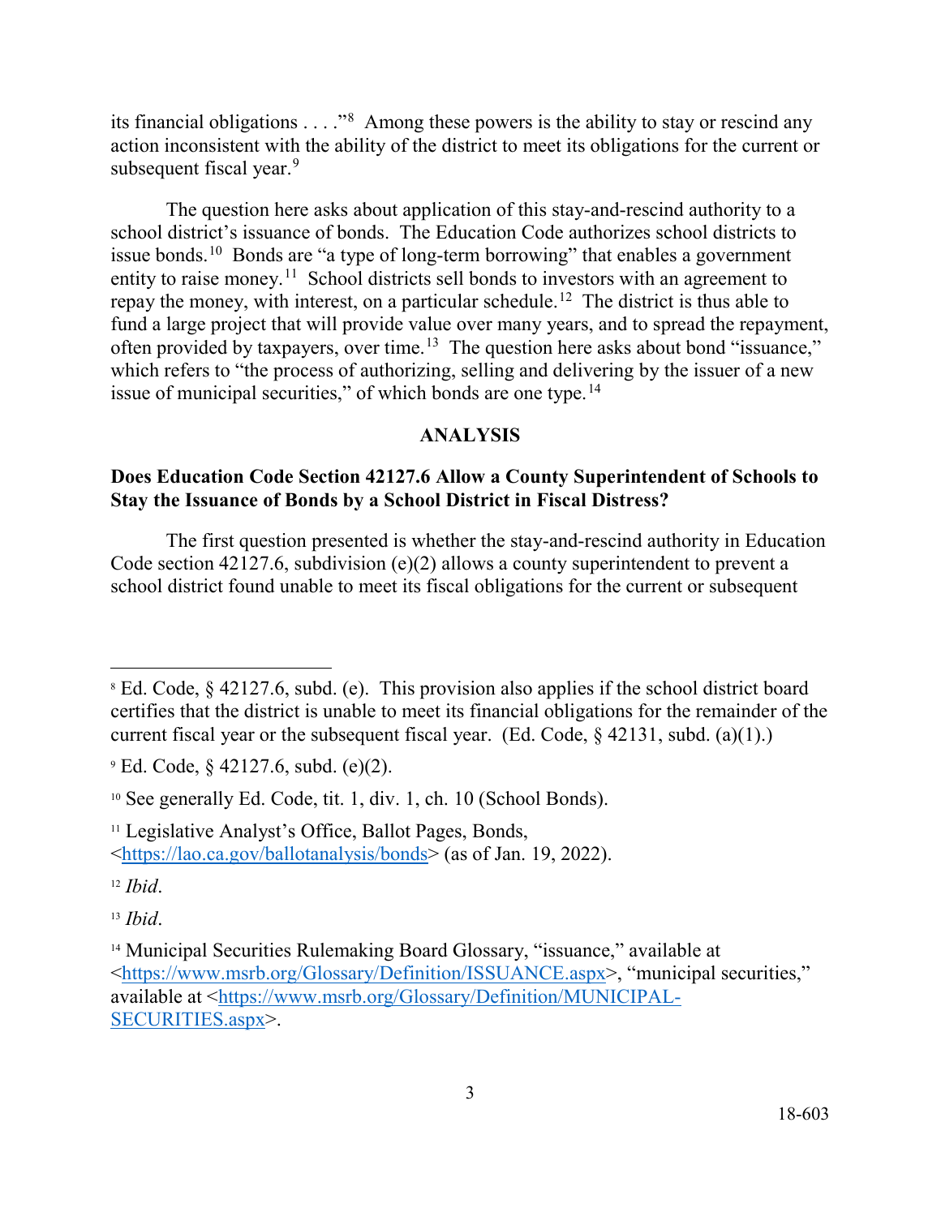its financial obligations . . . ."[8] Among these powers is the ability to stay or rescind any action inconsistent with the ability of the district to meet its obligations for the current or subsequent fiscal year.[9]

The question here asks about application of this stay-and-rescind authority to a school district's issuance of bonds. The Education Code authorizes school districts to issue bonds.[10] Bonds are "a type of long-term borrowing" that enables a government entity to raise money.[11] School districts sell bonds to investors with an agreement to repay the money, with interest, on a particular schedule.[12] The district is thus able to fund a large project that will provide value over many years, and to spread the repayment, often provided by taxpayers, over time.[13] The question here asks about bond "issuance," which refers to "the process of authorizing, selling and delivering by the issuer of a new issue of municipal securities," of which bonds are one type.[14]

## ANALYSIS

### Does Education Code Section 42127.6 Allow a County Superintendent of Schools to Stay the Issuance of Bonds by a School District in Fiscal Distress?

The first question presented is whether the stay-and-rescind authority in Education Code section 42127.6, subdivision (e)(2) allows a county superintendent to prevent a school district found unable to meet its fiscal obligations for the current or subsequent

---

[8] Ed. Code, § 42127.6, subd. (e). This provision also applies if the school district board certifies that the district is unable to meet its financial obligations for the remainder of the current fiscal year or the subsequent fiscal year. (Ed. Code, § 42131, subd. (a)(1).)

[9] Ed. Code, § 42127.6, subd. (e)(2).

[10] See generally Ed. Code, tit. 1, div. 1, ch. 10 (School Bonds).

[11] Legislative Analyst's Office, Ballot Pages, Bonds, <https://lao.ca.gov/ballotanalysis/bonds> (as of Jan. 19, 2022).

[12] *Ibid*.

[13] *Ibid*.

[14] Municipal Securities Rulemaking Board Glossary, "issuance," available at <https://www.msrb.org/Glossary/Definition/ISSUANCE.aspx>, "municipal securities," available at <https://www.msrb.org/Glossary/Definition/MUNICIPAL-SECURITIES.aspx>.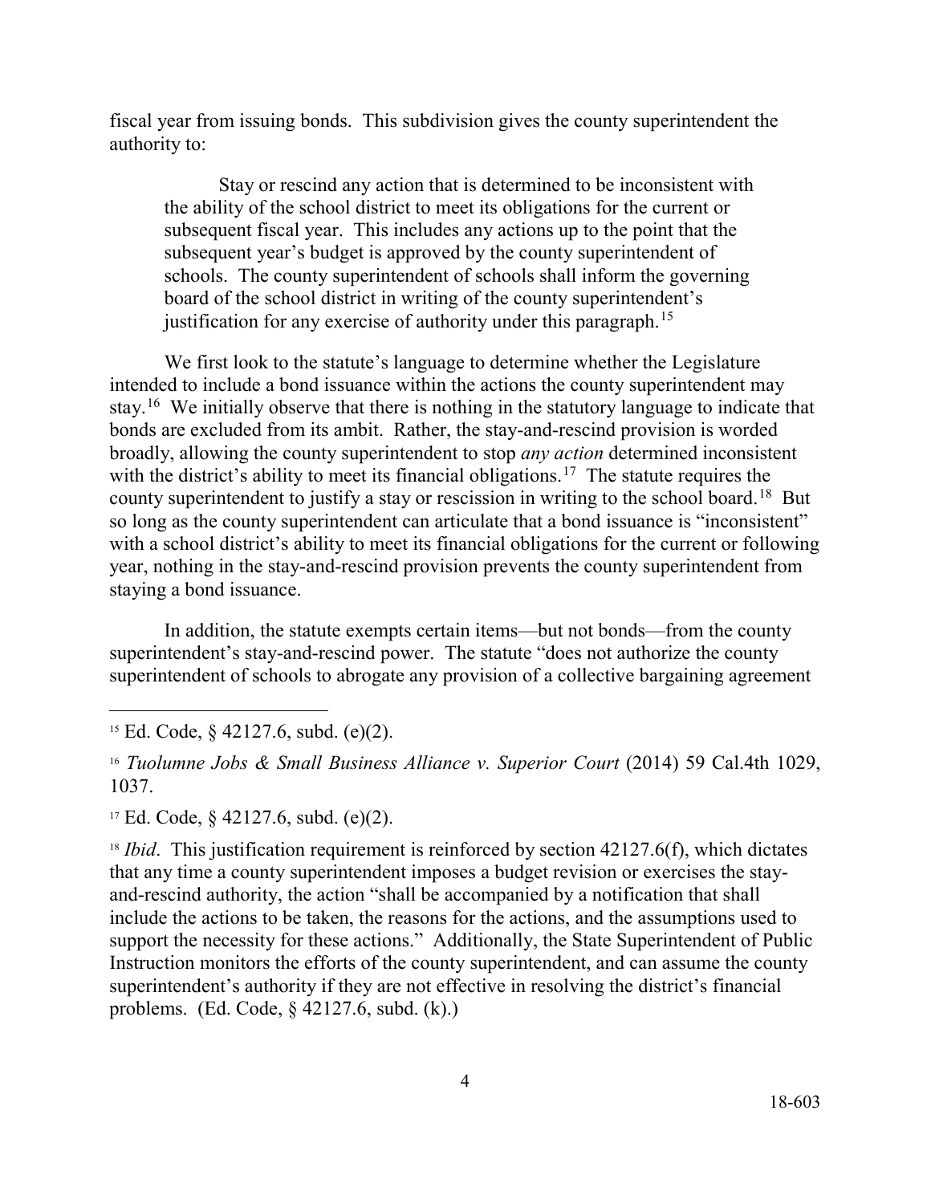fiscal year from issuing bonds. This subdivision gives the county superintendent the authority to:

> Stay or rescind any action that is determined to be inconsistent with the ability of the school district to meet its obligations for the current or subsequent fiscal year. This includes any actions up to the point that the subsequent year's budget is approved by the county superintendent of schools. The county superintendent of schools shall inform the governing board of the school district in writing of the county superintendent's justification for any exercise of authority under this paragraph.[15]

We first look to the statute's language to determine whether the Legislature intended to include a bond issuance within the actions the county superintendent may stay.[16] We initially observe that there is nothing in the statutory language to indicate that bonds are excluded from its ambit. Rather, the stay-and-rescind provision is worded broadly, allowing the county superintendent to stop *any action* determined inconsistent with the district's ability to meet its financial obligations.[17] The statute requires the county superintendent to justify a stay or rescission in writing to the school board.[18] But so long as the county superintendent can articulate that a bond issuance is "inconsistent" with a school district's ability to meet its financial obligations for the current or following year, nothing in the stay-and-rescind provision prevents the county superintendent from staying a bond issuance.

In addition, the statute exempts certain items—but not bonds—from the county superintendent's stay-and-rescind power. The statute "does not authorize the county superintendent of schools to abrogate any provision of a collective bargaining agreement

---

[15] Ed. Code, § 42127.6, subd. (e)(2).

[16] *Tuolumne Jobs & Small Business Alliance v. Superior Court* (2014) 59 Cal.4th 1029, 1037.

[17] Ed. Code, § 42127.6, subd. (e)(2).

[18] *Ibid*. This justification requirement is reinforced by section 42127.6(f), which dictates that any time a county superintendent imposes a budget revision or exercises the stay-and-rescind authority, the action "shall be accompanied by a notification that shall include the actions to be taken, the reasons for the actions, and the assumptions used to support the necessity for these actions." Additionally, the State Superintendent of Public Instruction monitors the efforts of the county superintendent, and can assume the county superintendent's authority if they are not effective in resolving the district's financial problems. (Ed. Code, § 42127.6, subd. (k).)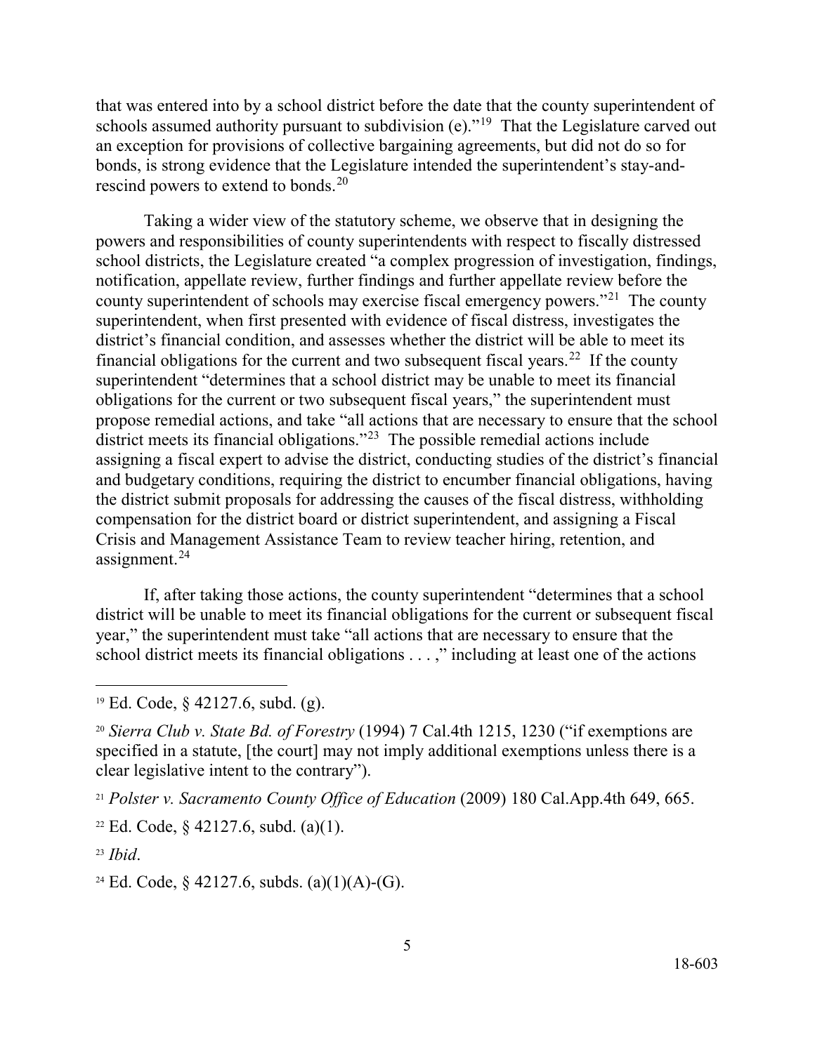that was entered into by a school district before the date that the county superintendent of schools assumed authority pursuant to subdivision (e)."[19] That the Legislature carved out an exception for provisions of collective bargaining agreements, but did not do so for bonds, is strong evidence that the Legislature intended the superintendent's stay-and-rescind powers to extend to bonds.[20]

Taking a wider view of the statutory scheme, we observe that in designing the powers and responsibilities of county superintendents with respect to fiscally distressed school districts, the Legislature created "a complex progression of investigation, findings, notification, appellate review, further findings and further appellate review before the county superintendent of schools may exercise fiscal emergency powers."[21] The county superintendent, when first presented with evidence of fiscal distress, investigates the district's financial condition, and assesses whether the district will be able to meet its financial obligations for the current and two subsequent fiscal years.[22] If the county superintendent "determines that a school district may be unable to meet its financial obligations for the current or two subsequent fiscal years," the superintendent must propose remedial actions, and take "all actions that are necessary to ensure that the school district meets its financial obligations."[23] The possible remedial actions include assigning a fiscal expert to advise the district, conducting studies of the district's financial and budgetary conditions, requiring the district to encumber financial obligations, having the district submit proposals for addressing the causes of the fiscal distress, withholding compensation for the district board or district superintendent, and assigning a Fiscal Crisis and Management Assistance Team to review teacher hiring, retention, and assignment.[24]

If, after taking those actions, the county superintendent "determines that a school district will be unable to meet its financial obligations for the current or subsequent fiscal year," the superintendent must take "all actions that are necessary to ensure that the school district meets its financial obligations . . . ," including at least one of the actions

---

[19] Ed. Code, § 42127.6, subd. (g).

[20] *Sierra Club v. State Bd. of Forestry* (1994) 7 Cal.4th 1215, 1230 ("if exemptions are specified in a statute, [the court] may not imply additional exemptions unless there is a clear legislative intent to the contrary").

[21] *Polster v. Sacramento County Office of Education* (2009) 180 Cal.App.4th 649, 665.

[22] Ed. Code, § 42127.6, subd. (a)(1).

[23] *Ibid*.

[24] Ed. Code, § 42127.6, subds. (a)(1)(A)-(G).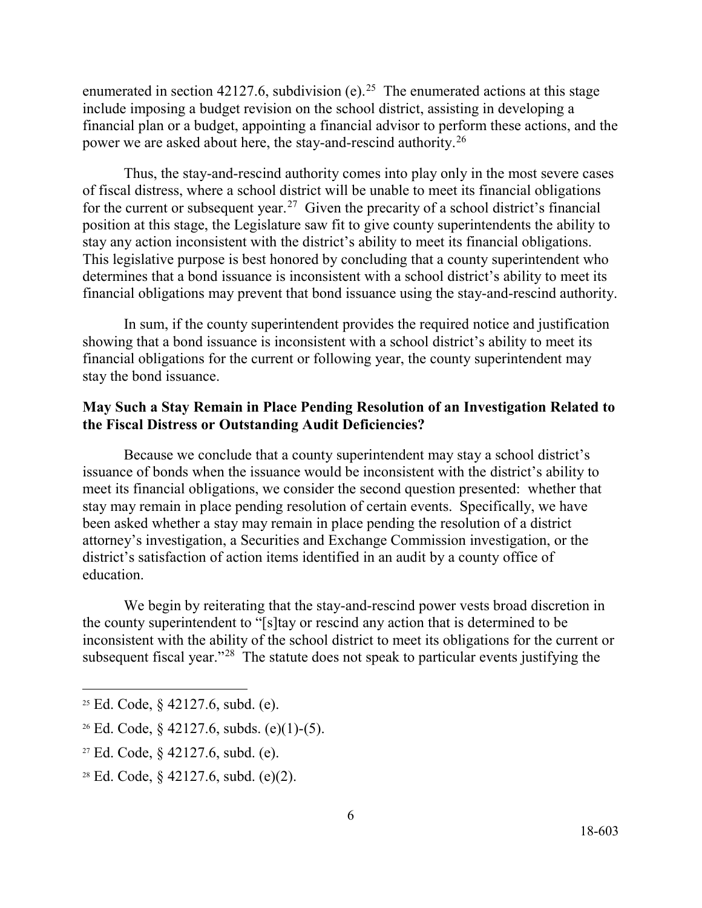enumerated in section 42127.6, subdivision (e).[25] The enumerated actions at this stage include imposing a budget revision on the school district, assisting in developing a financial plan or a budget, appointing a financial advisor to perform these actions, and the power we are asked about here, the stay-and-rescind authority.[26]

Thus, the stay-and-rescind authority comes into play only in the most severe cases of fiscal distress, where a school district will be unable to meet its financial obligations for the current or subsequent year.[27] Given the precarity of a school district's financial position at this stage, the Legislature saw fit to give county superintendents the ability to stay any action inconsistent with the district's ability to meet its financial obligations. This legislative purpose is best honored by concluding that a county superintendent who determines that a bond issuance is inconsistent with a school district's ability to meet its financial obligations may prevent that bond issuance using the stay-and-rescind authority.

In sum, if the county superintendent provides the required notice and justification showing that a bond issuance is inconsistent with a school district's ability to meet its financial obligations for the current or following year, the county superintendent may stay the bond issuance.

**May Such a Stay Remain in Place Pending Resolution of an Investigation Related to the Fiscal Distress or Outstanding Audit Deficiencies?**

Because we conclude that a county superintendent may stay a school district's issuance of bonds when the issuance would be inconsistent with the district's ability to meet its financial obligations, we consider the second question presented: whether that stay may remain in place pending resolution of certain events. Specifically, we have been asked whether a stay may remain in place pending the resolution of a district attorney's investigation, a Securities and Exchange Commission investigation, or the district's satisfaction of action items identified in an audit by a county office of education.

We begin by reiterating that the stay-and-rescind power vests broad discretion in the county superintendent to "[s]tay or rescind any action that is determined to be inconsistent with the ability of the school district to meet its obligations for the current or subsequent fiscal year."[28] The statute does not speak to particular events justifying the

---

[25] Ed. Code, § 42127.6, subd. (e).

[26] Ed. Code, § 42127.6, subds. (e)(1)-(5).

[27] Ed. Code, § 42127.6, subd. (e).

[28] Ed. Code, § 42127.6, subd. (e)(2).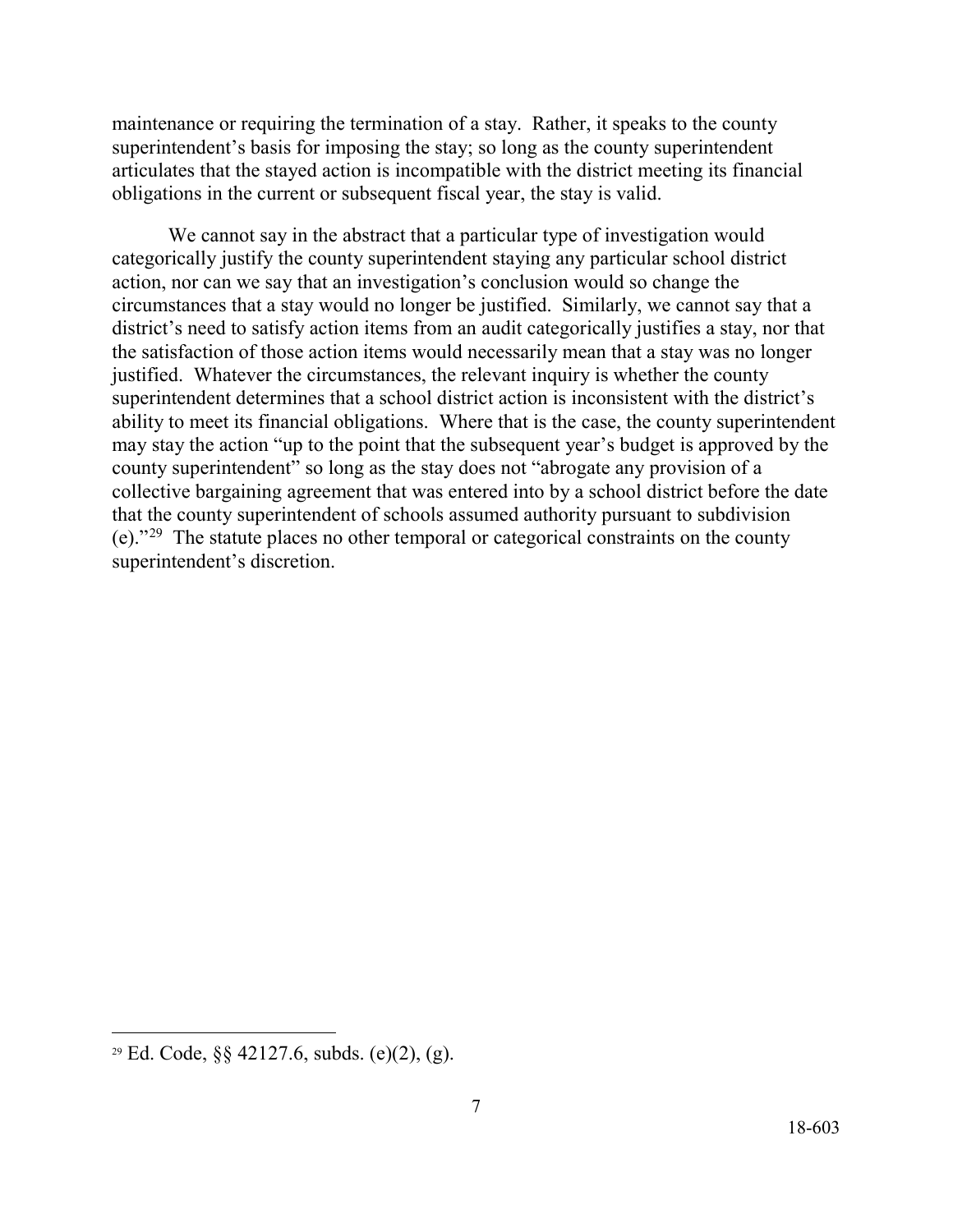maintenance or requiring the termination of a stay. Rather, it speaks to the county superintendent's basis for imposing the stay; so long as the county superintendent articulates that the stayed action is incompatible with the district meeting its financial obligations in the current or subsequent fiscal year, the stay is valid.

We cannot say in the abstract that a particular type of investigation would categorically justify the county superintendent staying any particular school district action, nor can we say that an investigation's conclusion would so change the circumstances that a stay would no longer be justified. Similarly, we cannot say that a district's need to satisfy action items from an audit categorically justifies a stay, nor that the satisfaction of those action items would necessarily mean that a stay was no longer justified. Whatever the circumstances, the relevant inquiry is whether the county superintendent determines that a school district action is inconsistent with the district's ability to meet its financial obligations. Where that is the case, the county superintendent may stay the action "up to the point that the subsequent year's budget is approved by the county superintendent" so long as the stay does not "abrogate any provision of a collective bargaining agreement that was entered into by a school district before the date that the county superintendent of schools assumed authority pursuant to subdivision (e)."[29] The statute places no other temporal or categorical constraints on the county superintendent's discretion.

[29] Ed. Code, §§ 42127.6, subds. (e)(2), (g).

18-603